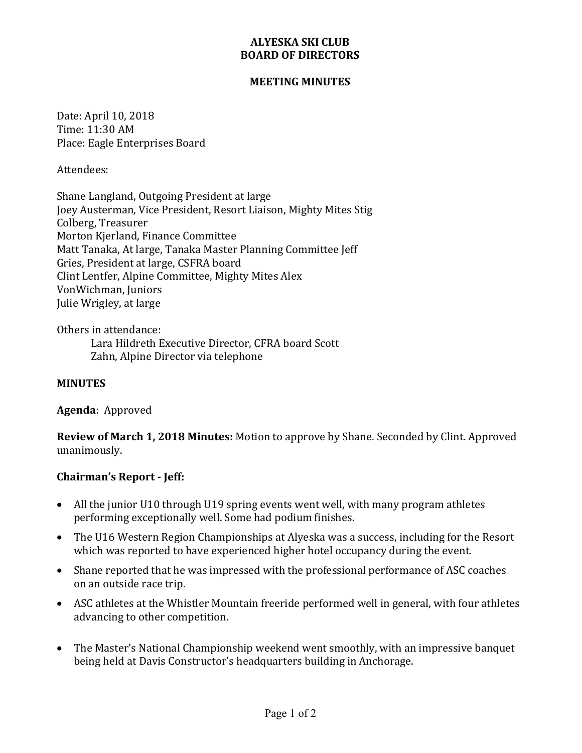**ALYESKA SKI CLUB**
**BOARD OF DIRECTORS**

**MEETING MINUTES**

Date: April 10, 2018
Time: 11:30 AM
Place: Eagle Enterprises Board

Attendees:

Shane Langland, Outgoing President at large
Joey Austerman, Vice President, Resort Liaison, Mighty Mites Stig
Colberg, Treasurer
Morton Kjerland, Finance Committee
Matt Tanaka, At large, Tanaka Master Planning Committee Jeff
Gries, President at large, CSFRA board
Clint Lentfer, Alpine Committee, Mighty Mites Alex
VonWichman, Juniors
Julie Wrigley, at large

Others in attendance:
Lara Hildreth Executive Director, CFRA board Scott
Zahn, Alpine Director via telephone

**MINUTES**

**Agenda**: Approved

**Review of March 1, 2018 Minutes:** Motion to approve by Shane. Seconded by Clint. Approved unanimously.

**Chairman's Report - Jeff:**

- All the junior U10 through U19 spring events went well, with many program athletes performing exceptionally well. Some had podium finishes.
- The U16 Western Region Championships at Alyeska was a success, including for the Resort which was reported to have experienced higher hotel occupancy during the event.
- Shane reported that he was impressed with the professional performance of ASC coaches on an outside race trip.
- ASC athletes at the Whistler Mountain freeride performed well in general, with four athletes advancing to other competition.
- The Master's National Championship weekend went smoothly, with an impressive banquet being held at Davis Constructor's headquarters building in Anchorage.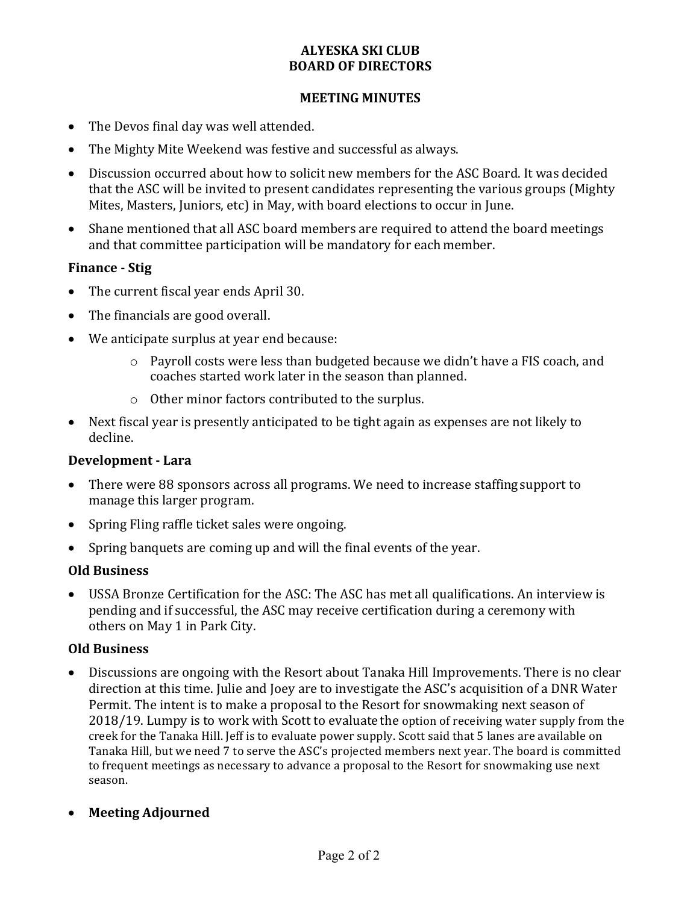**ALYESKA SKI CLUB**
**BOARD OF DIRECTORS**

**MEETING MINUTES**

- The Devos final day was well attended.
- The Mighty Mite Weekend was festive and successful as always.
- Discussion occurred about how to solicit new members for the ASC Board. It was decided that the ASC will be invited to present candidates representing the various groups (Mighty Mites, Masters, Juniors, etc) in May, with board elections to occur in June.
- Shane mentioned that all ASC board members are required to attend the board meetings and that committee participation will be mandatory for each member.

### Finance - Stig

- The current fiscal year ends April 30.
- The financials are good overall.
- We anticipate surplus at year end because:
  - Payroll costs were less than budgeted because we didn't have a FIS coach, and coaches started work later in the season than planned.
  - Other minor factors contributed to the surplus.
- Next fiscal year is presently anticipated to be tight again as expenses are not likely to decline.

### Development - Lara

- There were 88 sponsors across all programs. We need to increase staffing support to manage this larger program.
- Spring Fling raffle ticket sales were ongoing.
- Spring banquets are coming up and will the final events of the year.

### Old Business

- USSA Bronze Certification for the ASC: The ASC has met all qualifications. An interview is pending and if successful, the ASC may receive certification during a ceremony with others on May 1 in Park City.

### Old Business

- Discussions are ongoing with the Resort about Tanaka Hill Improvements. There is no clear direction at this time. Julie and Joey are to investigate the ASC's acquisition of a DNR Water Permit. The intent is to make a proposal to the Resort for snowmaking next season of 2018/19. Lumpy is to work with Scott to evaluate the option of receiving water supply from the creek for the Tanaka Hill. Jeff is to evaluate power supply. Scott said that 5 lanes are available on Tanaka Hill, but we need 7 to serve the ASC's projected members next year. The board is committed to frequent meetings as necessary to advance a proposal to the Resort for snowmaking use next season.

- **Meeting Adjourned**